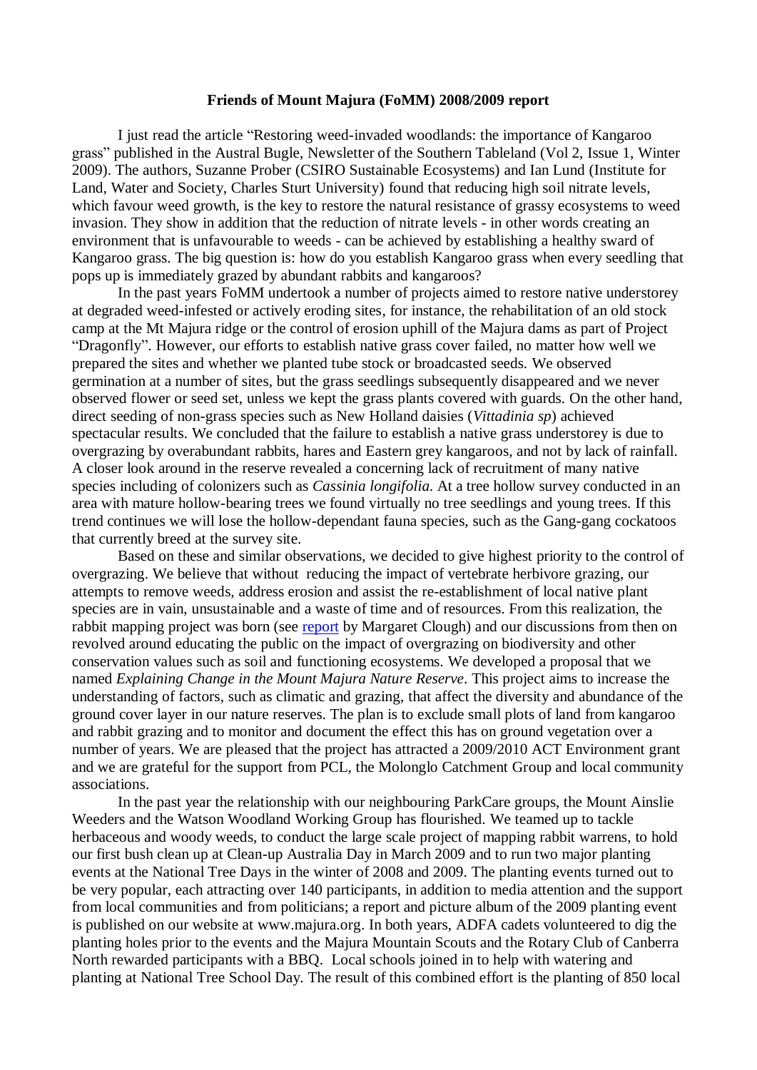**Friends of Mount Majura (FoMM) 2008/2009 report**

I just read the article "Restoring weed-invaded woodlands: the importance of Kangaroo grass" published in the Austral Bugle, Newsletter of the Southern Tableland (Vol 2, Issue 1, Winter 2009). The authors, Suzanne Prober (CSIRO Sustainable Ecosystems) and Ian Lund (Institute for Land, Water and Society, Charles Sturt University) found that reducing high soil nitrate levels, which favour weed growth, is the key to restore the natural resistance of grassy ecosystems to weed invasion. They show in addition that the reduction of nitrate levels - in other words creating an environment that is unfavourable to weeds - can be achieved by establishing a healthy sward of Kangaroo grass. The big question is: how do you establish Kangaroo grass when every seedling that pops up is immediately grazed by abundant rabbits and kangaroos?

In the past years FoMM undertook a number of projects aimed to restore native understorey at degraded weed-infested or actively eroding sites, for instance, the rehabilitation of an old stock camp at the Mt Majura ridge or the control of erosion uphill of the Majura dams as part of Project "Dragonfly". However, our efforts to establish native grass cover failed, no matter how well we prepared the sites and whether we planted tube stock or broadcasted seeds. We observed germination at a number of sites, but the grass seedlings subsequently disappeared and we never observed flower or seed set, unless we kept the grass plants covered with guards. On the other hand, direct seeding of non-grass species such as New Holland daisies (*Vittadinia sp*) achieved spectacular results. We concluded that the failure to establish a native grass understorey is due to overgrazing by overabundant rabbits, hares and Eastern grey kangaroos, and not by lack of rainfall. A closer look around in the reserve revealed a concerning lack of recruitment of many native species including of colonizers such as *Cassinia longifolia.* At a tree hollow survey conducted in an area with mature hollow-bearing trees we found virtually no tree seedlings and young trees. If this trend continues we will lose the hollow-dependant fauna species, such as the Gang-gang cockatoos that currently breed at the survey site.

Based on these and similar observations, we decided to give highest priority to the control of overgrazing. We believe that without reducing the impact of vertebrate herbivore grazing, our attempts to remove weeds, address erosion and assist the re-establishment of local native plant species are in vain, unsustainable and a waste of time and of resources. From this realization, the rabbit mapping project was born (see report by Margaret Clough) and our discussions from then on revolved around educating the public on the impact of overgrazing on biodiversity and other conservation values such as soil and functioning ecosystems. We developed a proposal that we named *Explaining Change in the Mount Majura Nature Reserve*. This project aims to increase the understanding of factors, such as climatic and grazing, that affect the diversity and abundance of the ground cover layer in our nature reserves. The plan is to exclude small plots of land from kangaroo and rabbit grazing and to monitor and document the effect this has on ground vegetation over a number of years. We are pleased that the project has attracted a 2009/2010 ACT Environment grant and we are grateful for the support from PCL, the Molonglo Catchment Group and local community associations.

In the past year the relationship with our neighbouring ParkCare groups, the Mount Ainslie Weeders and the Watson Woodland Working Group has flourished. We teamed up to tackle herbaceous and woody weeds, to conduct the large scale project of mapping rabbit warrens, to hold our first bush clean up at Clean-up Australia Day in March 2009 and to run two major planting events at the National Tree Days in the winter of 2008 and 2009. The planting events turned out to be very popular, each attracting over 140 participants, in addition to media attention and the support from local communities and from politicians; a report and picture album of the 2009 planting event is published on our website at www.majura.org. In both years, ADFA cadets volunteered to dig the planting holes prior to the events and the Majura Mountain Scouts and the Rotary Club of Canberra North rewarded participants with a BBQ. Local schools joined in to help with watering and planting at National Tree School Day. The result of this combined effort is the planting of 850 local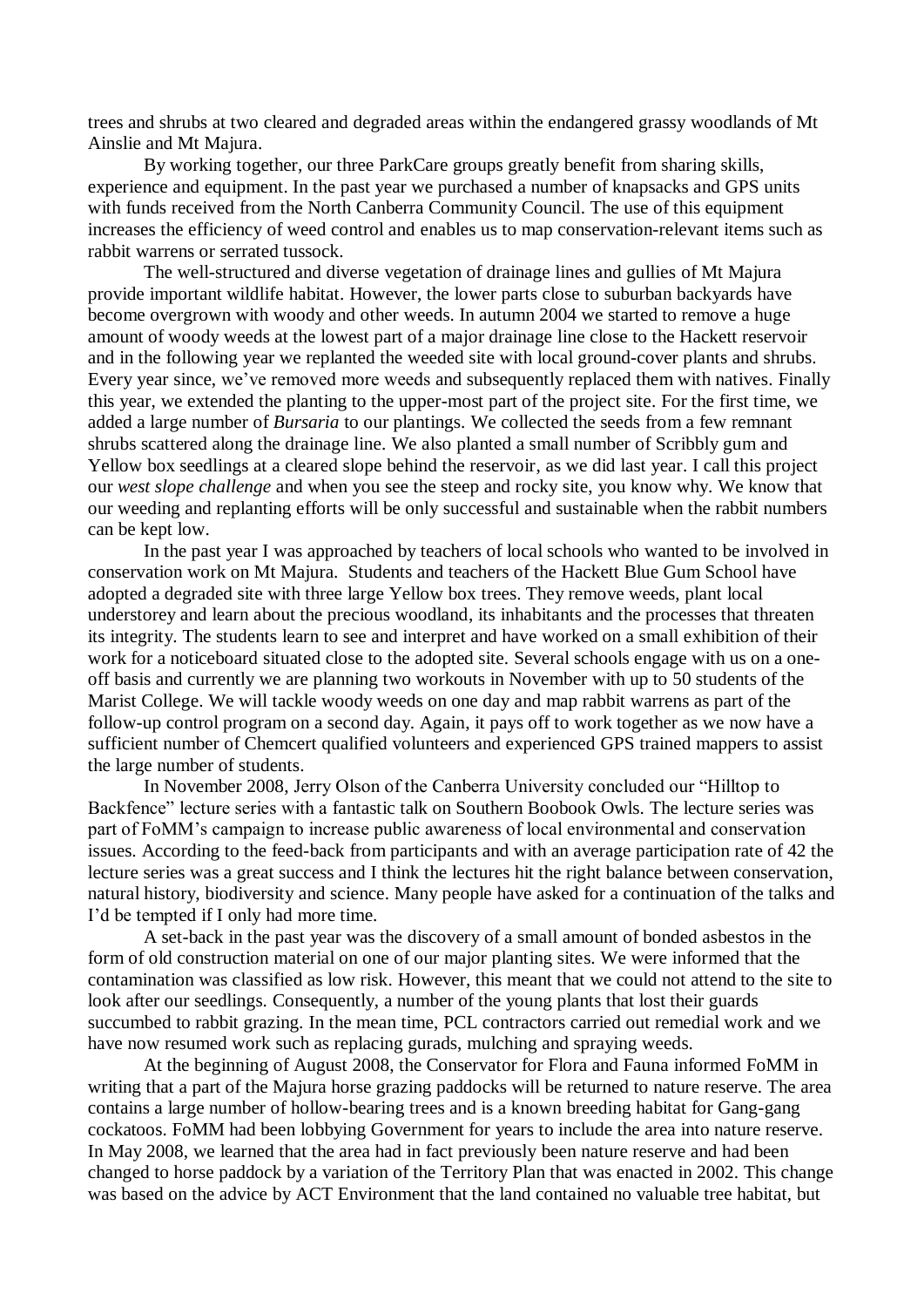trees and shrubs at two cleared and degraded areas within the endangered grassy woodlands of Mt Ainslie and Mt Majura.

By working together, our three ParkCare groups greatly benefit from sharing skills, experience and equipment. In the past year we purchased a number of knapsacks and GPS units with funds received from the North Canberra Community Council. The use of this equipment increases the efficiency of weed control and enables us to map conservation-relevant items such as rabbit warrens or serrated tussock.

The well-structured and diverse vegetation of drainage lines and gullies of Mt Majura provide important wildlife habitat. However, the lower parts close to suburban backyards have become overgrown with woody and other weeds. In autumn 2004 we started to remove a huge amount of woody weeds at the lowest part of a major drainage line close to the Hackett reservoir and in the following year we replanted the weeded site with local ground-cover plants and shrubs. Every year since, we've removed more weeds and subsequently replaced them with natives. Finally this year, we extended the planting to the upper-most part of the project site. For the first time, we added a large number of *Bursaria* to our plantings. We collected the seeds from a few remnant shrubs scattered along the drainage line. We also planted a small number of Scribbly gum and Yellow box seedlings at a cleared slope behind the reservoir, as we did last year. I call this project our *west slope challenge* and when you see the steep and rocky site, you know why. We know that our weeding and replanting efforts will be only successful and sustainable when the rabbit numbers can be kept low.

In the past year I was approached by teachers of local schools who wanted to be involved in conservation work on Mt Majura. Students and teachers of the Hackett Blue Gum School have adopted a degraded site with three large Yellow box trees. They remove weeds, plant local understorey and learn about the precious woodland, its inhabitants and the processes that threaten its integrity. The students learn to see and interpret and have worked on a small exhibition of their work for a noticeboard situated close to the adopted site. Several schools engage with us on a one-off basis and currently we are planning two workouts in November with up to 50 students of the Marist College. We will tackle woody weeds on one day and map rabbit warrens as part of the follow-up control program on a second day. Again, it pays off to work together as we now have a sufficient number of Chemcert qualified volunteers and experienced GPS trained mappers to assist the large number of students.

In November 2008, Jerry Olson of the Canberra University concluded our "Hilltop to Backfence" lecture series with a fantastic talk on Southern Boobook Owls. The lecture series was part of FoMM's campaign to increase public awareness of local environmental and conservation issues. According to the feed-back from participants and with an average participation rate of 42 the lecture series was a great success and I think the lectures hit the right balance between conservation, natural history, biodiversity and science. Many people have asked for a continuation of the talks and I'd be tempted if I only had more time.

A set-back in the past year was the discovery of a small amount of bonded asbestos in the form of old construction material on one of our major planting sites. We were informed that the contamination was classified as low risk. However, this meant that we could not attend to the site to look after our seedlings. Consequently, a number of the young plants that lost their guards succumbed to rabbit grazing. In the mean time, PCL contractors carried out remedial work and we have now resumed work such as replacing gurads, mulching and spraying weeds.

At the beginning of August 2008, the Conservator for Flora and Fauna informed FoMM in writing that a part of the Majura horse grazing paddocks will be returned to nature reserve. The area contains a large number of hollow-bearing trees and is a known breeding habitat for Gang-gang cockatoos. FoMM had been lobbying Government for years to include the area into nature reserve. In May 2008, we learned that the area had in fact previously been nature reserve and had been changed to horse paddock by a variation of the Territory Plan that was enacted in 2002. This change was based on the advice by ACT Environment that the land contained no valuable tree habitat, but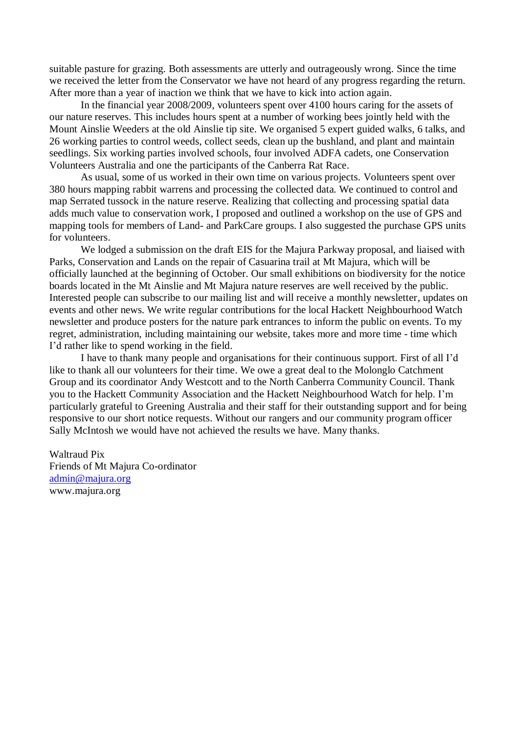suitable pasture for grazing. Both assessments are utterly and outrageously wrong. Since the time we received the letter from the Conservator we have not heard of any progress regarding the return. After more than a year of inaction we think that we have to kick into action again.

In the financial year 2008/2009, volunteers spent over 4100 hours caring for the assets of our nature reserves. This includes hours spent at a number of working bees jointly held with the Mount Ainslie Weeders at the old Ainslie tip site. We organised 5 expert guided walks, 6 talks, and 26 working parties to control weeds, collect seeds, clean up the bushland, and plant and maintain seedlings. Six working parties involved schools, four involved ADFA cadets, one Conservation Volunteers Australia and one the participants of the Canberra Rat Race.

As usual, some of us worked in their own time on various projects. Volunteers spent over 380 hours mapping rabbit warrens and processing the collected data. We continued to control and map Serrated tussock in the nature reserve. Realizing that collecting and processing spatial data adds much value to conservation work, I proposed and outlined a workshop on the use of GPS and mapping tools for members of Land- and ParkCare groups. I also suggested the purchase GPS units for volunteers.

We lodged a submission on the draft EIS for the Majura Parkway proposal, and liaised with Parks, Conservation and Lands on the repair of Casuarina trail at Mt Majura, which will be officially launched at the beginning of October. Our small exhibitions on biodiversity for the notice boards located in the Mt Ainslie and Mt Majura nature reserves are well received by the public. Interested people can subscribe to our mailing list and will receive a monthly newsletter, updates on events and other news. We write regular contributions for the local Hackett Neighbourhood Watch newsletter and produce posters for the nature park entrances to inform the public on events. To my regret, administration, including maintaining our website, takes more and more time - time which I'd rather like to spend working in the field.

I have to thank many people and organisations for their continuous support. First of all I'd like to thank all our volunteers for their time. We owe a great deal to the Molonglo Catchment Group and its coordinator Andy Westcott and to the North Canberra Community Council. Thank you to the Hackett Community Association and the Hackett Neighbourhood Watch for help. I'm particularly grateful to Greening Australia and their staff for their outstanding support and for being responsive to our short notice requests. Without our rangers and our community program officer Sally McIntosh we would have not achieved the results we have. Many thanks.

Waltraud Pix  
Friends of Mt Majura Co-ordinator  
admin@majura.org  
www.majura.org